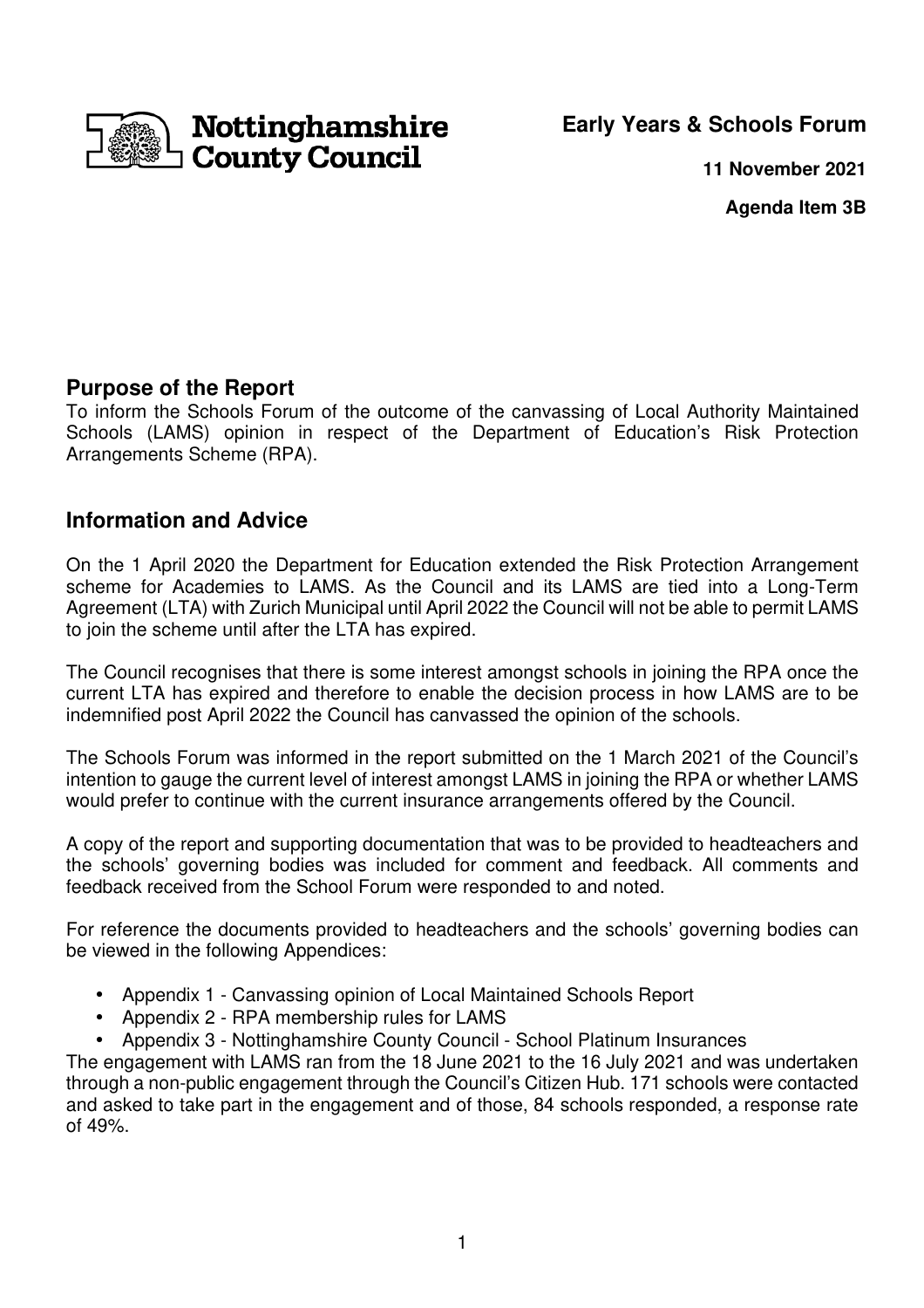Nottinghamshire County Council

**Early Years & Schools Forum**

**11 November 2021**

**Agenda Item 3B**

## Purpose of the Report

To inform the Schools Forum of the outcome of the canvassing of Local Authority Maintained Schools (LAMS) opinion in respect of the Department of Education's Risk Protection Arrangements Scheme (RPA).

## Information and Advice

On the 1 April 2020 the Department for Education extended the Risk Protection Arrangement scheme for Academies to LAMS. As the Council and its LAMS are tied into a Long-Term Agreement (LTA) with Zurich Municipal until April 2022 the Council will not be able to permit LAMS to join the scheme until after the LTA has expired.

The Council recognises that there is some interest amongst schools in joining the RPA once the current LTA has expired and therefore to enable the decision process in how LAMS are to be indemnified post April 2022 the Council has canvassed the opinion of the schools.

The Schools Forum was informed in the report submitted on the 1 March 2021 of the Council's intention to gauge the current level of interest amongst LAMS in joining the RPA or whether LAMS would prefer to continue with the current insurance arrangements offered by the Council.

A copy of the report and supporting documentation that was to be provided to headteachers and the schools' governing bodies was included for comment and feedback. All comments and feedback received from the School Forum were responded to and noted.

For reference the documents provided to headteachers and the schools' governing bodies can be viewed in the following Appendices:

- Appendix 1 - Canvassing opinion of Local Maintained Schools Report
- Appendix 2 - RPA membership rules for LAMS
- Appendix 3 - Nottinghamshire County Council - School Platinum Insurances

The engagement with LAMS ran from the 18 June 2021 to the 16 July 2021 and was undertaken through a non-public engagement through the Council's Citizen Hub. 171 schools were contacted and asked to take part in the engagement and of those, 84 schools responded, a response rate of 49%.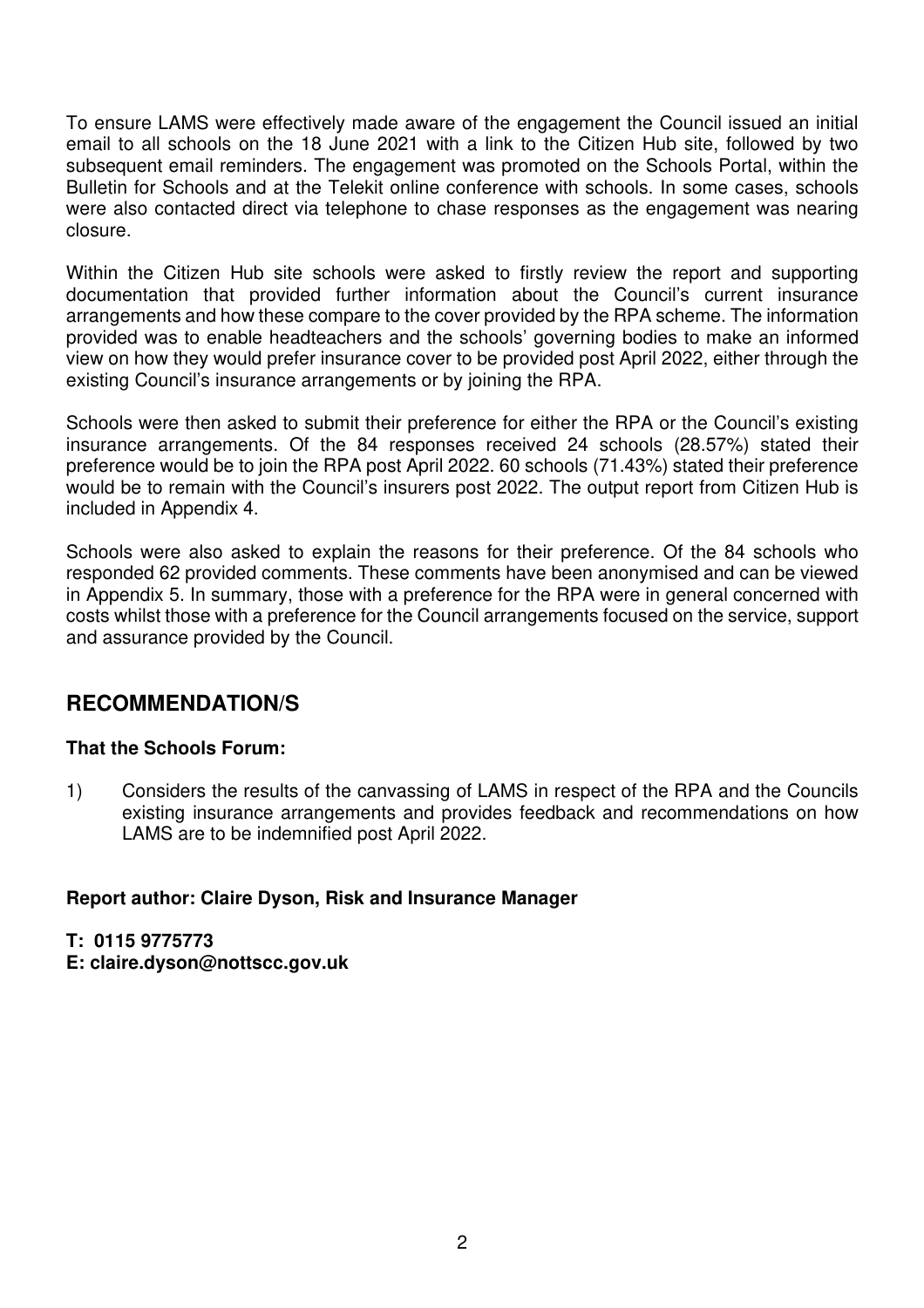To ensure LAMS were effectively made aware of the engagement the Council issued an initial email to all schools on the 18 June 2021 with a link to the Citizen Hub site, followed by two subsequent email reminders. The engagement was promoted on the Schools Portal, within the Bulletin for Schools and at the Telekit online conference with schools. In some cases, schools were also contacted direct via telephone to chase responses as the engagement was nearing closure.

Within the Citizen Hub site schools were asked to firstly review the report and supporting documentation that provided further information about the Council's current insurance arrangements and how these compare to the cover provided by the RPA scheme. The information provided was to enable headteachers and the schools' governing bodies to make an informed view on how they would prefer insurance cover to be provided post April 2022, either through the existing Council's insurance arrangements or by joining the RPA.

Schools were then asked to submit their preference for either the RPA or the Council's existing insurance arrangements. Of the 84 responses received 24 schools (28.57%) stated their preference would be to join the RPA post April 2022. 60 schools (71.43%) stated their preference would be to remain with the Council's insurers post 2022. The output report from Citizen Hub is included in Appendix 4.

Schools were also asked to explain the reasons for their preference. Of the 84 schools who responded 62 provided comments. These comments have been anonymised and can be viewed in Appendix 5. In summary, those with a preference for the RPA were in general concerned with costs whilst those with a preference for the Council arrangements focused on the service, support and assurance provided by the Council.

## RECOMMENDATION/S

**That the Schools Forum:**

1) Considers the results of the canvassing of LAMS in respect of the RPA and the Councils existing insurance arrangements and provides feedback and recommendations on how LAMS are to be indemnified post April 2022.

**Report author: Claire Dyson, Risk and Insurance Manager**

**T: 0115 9775773**
**E: claire.dyson@nottscc.gov.uk**